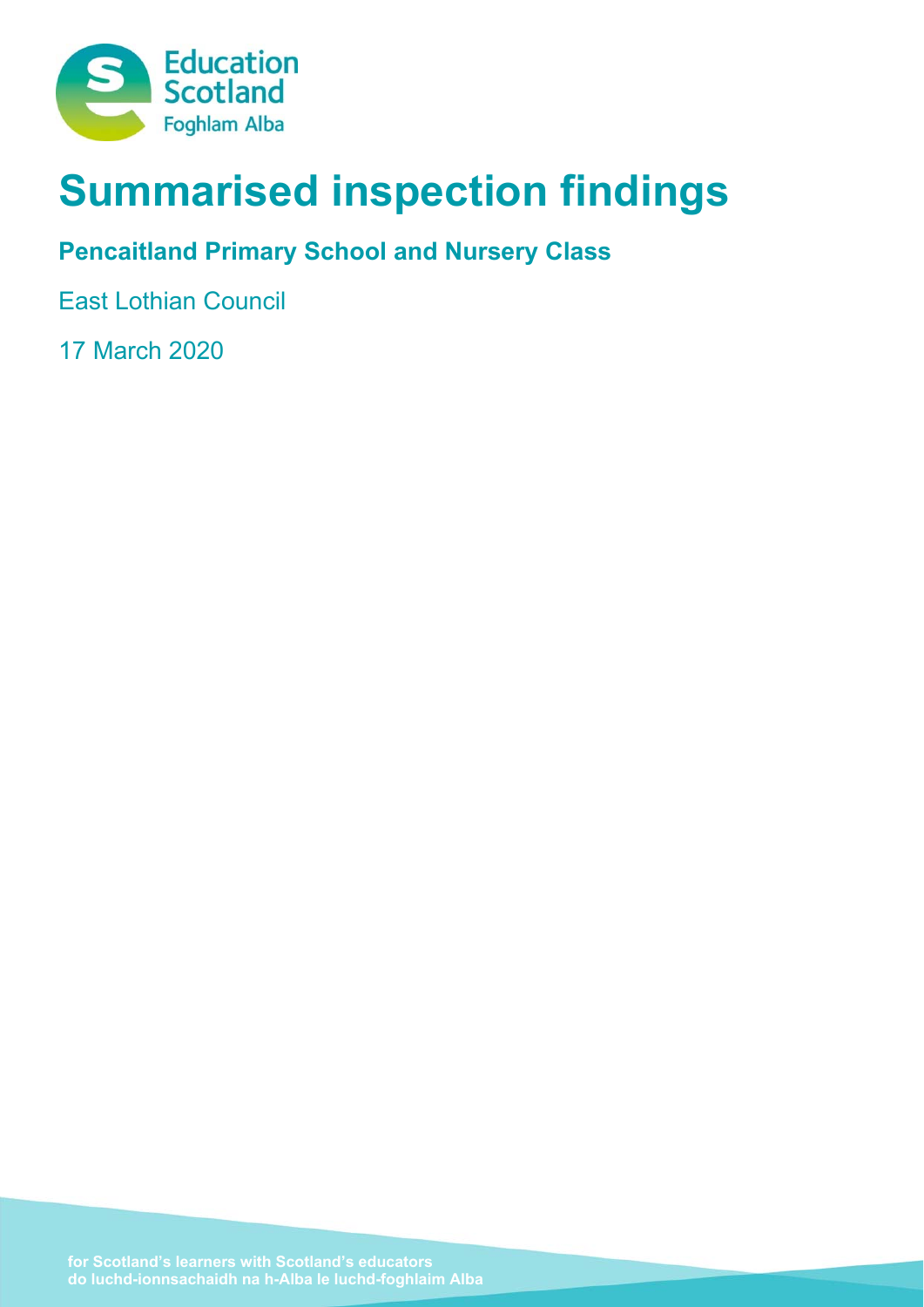# Summarised inspection findings

## Pencaitland Primary School and Nursery Class

East Lothian Council

17 March 2020

for Scotland's learners with Scotland's educators
do luchd-ionnsachaidh na h-Alba le luchd-foghlaim Alba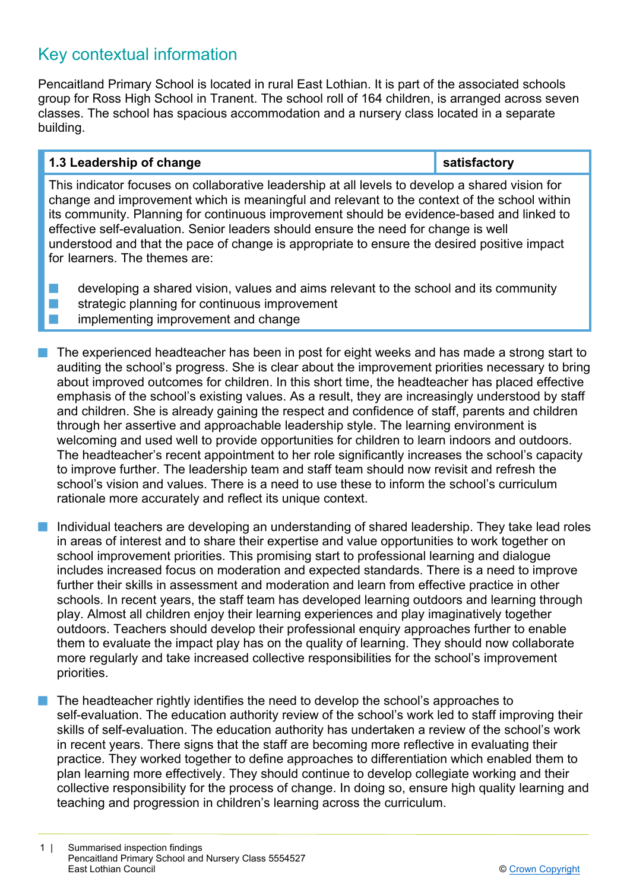## Key contextual information

Pencaitland Primary School is located in rural East Lothian. It is part of the associated schools group for Ross High School in Tranent. The school roll of 164 children, is arranged across seven classes. The school has spacious accommodation and a nursery class located in a separate building.

| 1.3 Leadership of change | satisfactory |
|---|---|
| This indicator focuses on collaborative leadership at all levels to develop a shared vision for change and improvement which is meaningful and relevant to the context of the school within its community. Planning for continuous improvement should be evidence-based and linked to effective self-evaluation. Senior leaders should ensure the need for change is well understood and that the pace of change is appropriate to ensure the desired positive impact for learners. The themes are: <br> - developing a shared vision, values and aims relevant to the school and its community <br> - strategic planning for continuous improvement <br> - implementing improvement and change | |

- The experienced headteacher has been in post for eight weeks and has made a strong start to auditing the school's progress. She is clear about the improvement priorities necessary to bring about improved outcomes for children. In this short time, the headteacher has placed effective emphasis of the school's existing values. As a result, they are increasingly understood by staff and children. She is already gaining the respect and confidence of staff, parents and children through her assertive and approachable leadership style. The learning environment is welcoming and used well to provide opportunities for children to learn indoors and outdoors. The headteacher's recent appointment to her role significantly increases the school's capacity to improve further. The leadership team and staff team should now revisit and refresh the school's vision and values. There is a need to use these to inform the school's curriculum rationale more accurately and reflect its unique context.

- Individual teachers are developing an understanding of shared leadership. They take lead roles in areas of interest and to share their expertise and value opportunities to work together on school improvement priorities. This promising start to professional learning and dialogue includes increased focus on moderation and expected standards. There is a need to improve further their skills in assessment and moderation and learn from effective practice in other schools. In recent years, the staff team has developed learning outdoors and learning through play. Almost all children enjoy their learning experiences and play imaginatively together outdoors. Teachers should develop their professional enquiry approaches further to enable them to evaluate the impact play has on the quality of learning. They should now collaborate more regularly and take increased collective responsibilities for the school's improvement priorities.

- The headteacher rightly identifies the need to develop the school's approaches to self-evaluation. The education authority review of the school's work led to staff improving their skills of self-evaluation. The education authority has undertaken a review of the school's work in recent years. There signs that the staff are becoming more reflective in evaluating their practice. They worked together to define approaches to differentiation which enabled them to plan learning more effectively. They should continue to develop collegiate working and their collective responsibility for the process of change. In doing so, ensure high quality learning and teaching and progression in children's learning across the curriculum.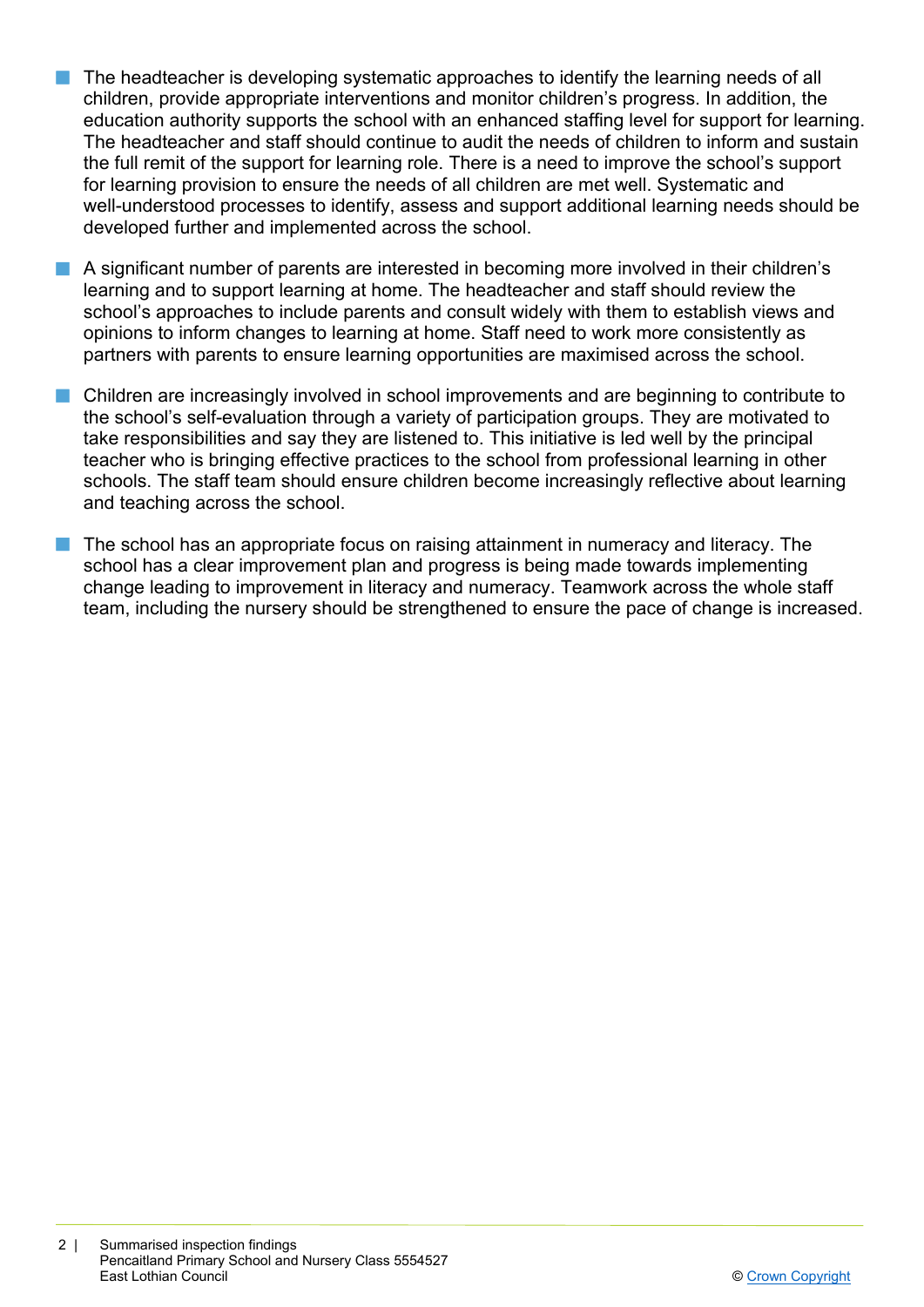- The headteacher is developing systematic approaches to identify the learning needs of all children, provide appropriate interventions and monitor children's progress. In addition, the education authority supports the school with an enhanced staffing level for support for learning. The headteacher and staff should continue to audit the needs of children to inform and sustain the full remit of the support for learning role. There is a need to improve the school's support for learning provision to ensure the needs of all children are met well. Systematic and well-understood processes to identify, assess and support additional learning needs should be developed further and implemented across the school.

- A significant number of parents are interested in becoming more involved in their children's learning and to support learning at home. The headteacher and staff should review the school's approaches to include parents and consult widely with them to establish views and opinions to inform changes to learning at home. Staff need to work more consistently as partners with parents to ensure learning opportunities are maximised across the school.

- Children are increasingly involved in school improvements and are beginning to contribute to the school's self-evaluation through a variety of participation groups. They are motivated to take responsibilities and say they are listened to. This initiative is led well by the principal teacher who is bringing effective practices to the school from professional learning in other schools. The staff team should ensure children become increasingly reflective about learning and teaching across the school.

- The school has an appropriate focus on raising attainment in numeracy and literacy. The school has a clear improvement plan and progress is being made towards implementing change leading to improvement in literacy and numeracy. Teamwork across the whole staff team, including the nursery should be strengthened to ensure the pace of change is increased.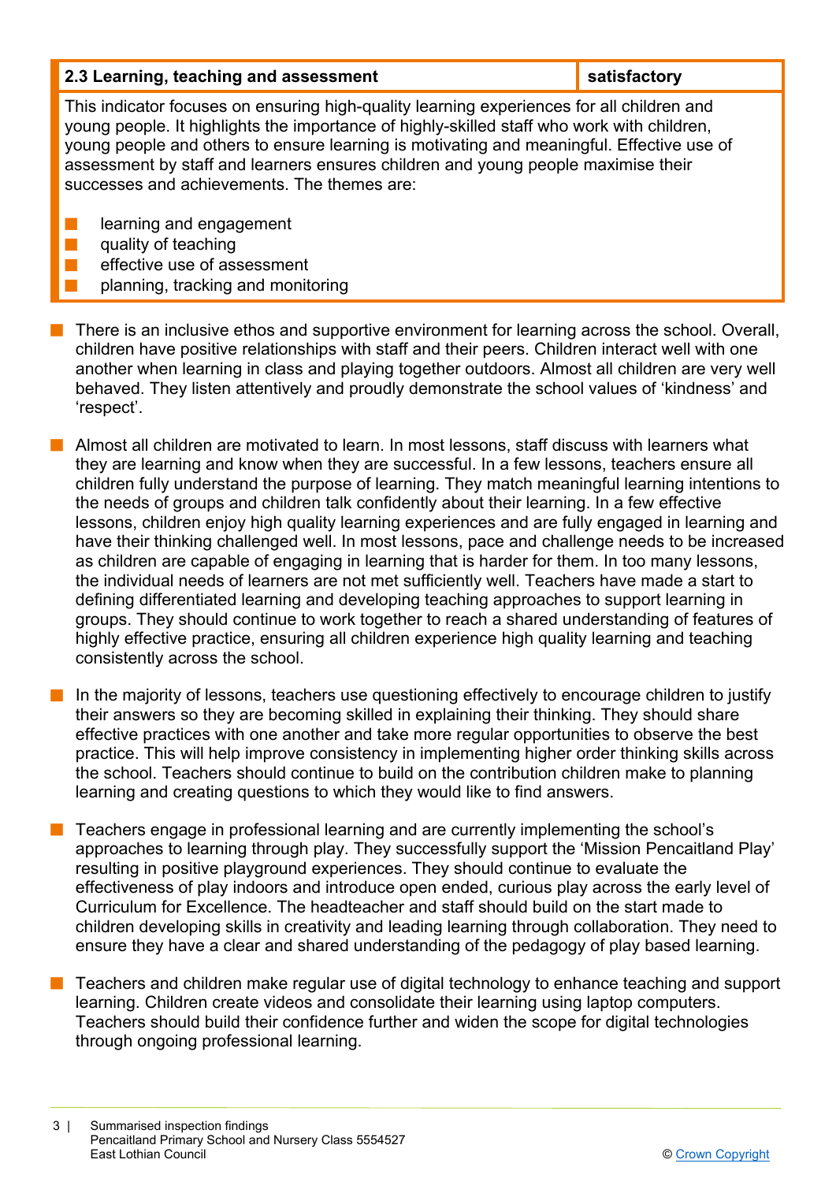| 2.3 Learning, teaching and assessment | satisfactory |
|---|---|

This indicator focuses on ensuring high-quality learning experiences for all children and young people. It highlights the importance of highly-skilled staff who work with children, young people and others to ensure learning is motivating and meaningful. Effective use of assessment by staff and learners ensures children and young people maximise their successes and achievements. The themes are:

- learning and engagement
- quality of teaching
- effective use of assessment
- planning, tracking and monitoring

- There is an inclusive ethos and supportive environment for learning across the school. Overall, children have positive relationships with staff and their peers. Children interact well with one another when learning in class and playing together outdoors. Almost all children are very well behaved. They listen attentively and proudly demonstrate the school values of 'kindness' and 'respect'.

- Almost all children are motivated to learn. In most lessons, staff discuss with learners what they are learning and know when they are successful. In a few lessons, teachers ensure all children fully understand the purpose of learning. They match meaningful learning intentions to the needs of groups and children talk confidently about their learning. In a few effective lessons, children enjoy high quality learning experiences and are fully engaged in learning and have their thinking challenged well. In most lessons, pace and challenge needs to be increased as children are capable of engaging in learning that is harder for them. In too many lessons, the individual needs of learners are not met sufficiently well. Teachers have made a start to defining differentiated learning and developing teaching approaches to support learning in groups. They should continue to work together to reach a shared understanding of features of highly effective practice, ensuring all children experience high quality learning and teaching consistently across the school.

- In the majority of lessons, teachers use questioning effectively to encourage children to justify their answers so they are becoming skilled in explaining their thinking. They should share effective practices with one another and take more regular opportunities to observe the best practice. This will help improve consistency in implementing higher order thinking skills across the school. Teachers should continue to build on the contribution children make to planning learning and creating questions to which they would like to find answers.

- Teachers engage in professional learning and are currently implementing the school's approaches to learning through play. They successfully support the 'Mission Pencaitland Play' resulting in positive playground experiences. They should continue to evaluate the effectiveness of play indoors and introduce open ended, curious play across the early level of Curriculum for Excellence. The headteacher and staff should build on the start made to children developing skills in creativity and leading learning through collaboration. They need to ensure they have a clear and shared understanding of the pedagogy of play based learning.

- Teachers and children make regular use of digital technology to enhance teaching and support learning. Children create videos and consolidate their learning using laptop computers. Teachers should build their confidence further and widen the scope for digital technologies through ongoing professional learning.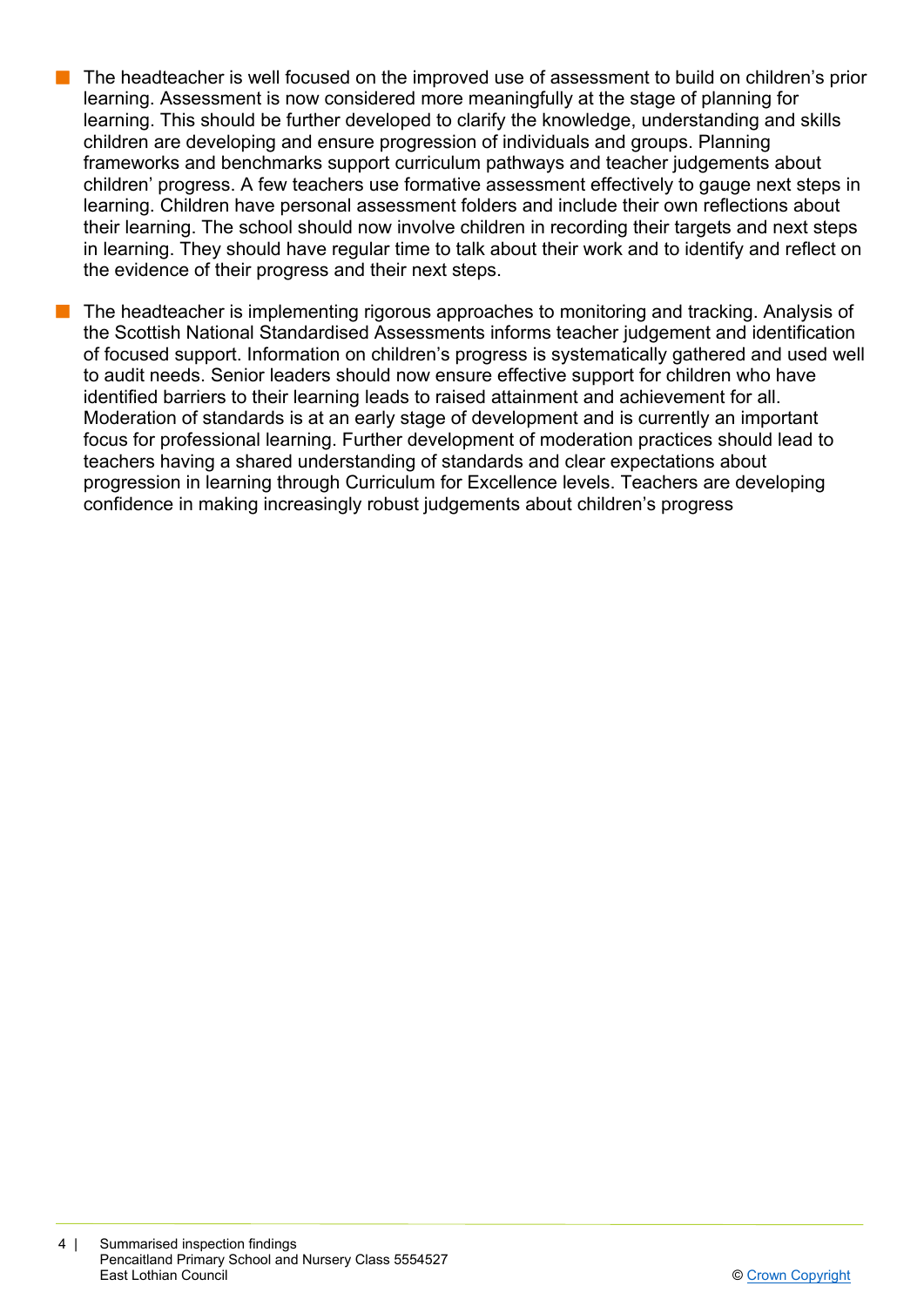- The headteacher is well focused on the improved use of assessment to build on children's prior learning. Assessment is now considered more meaningfully at the stage of planning for learning. This should be further developed to clarify the knowledge, understanding and skills children are developing and ensure progression of individuals and groups. Planning frameworks and benchmarks support curriculum pathways and teacher judgements about children' progress. A few teachers use formative assessment effectively to gauge next steps in learning. Children have personal assessment folders and include their own reflections about their learning. The school should now involve children in recording their targets and next steps in learning. They should have regular time to talk about their work and to identify and reflect on the evidence of their progress and their next steps.

- The headteacher is implementing rigorous approaches to monitoring and tracking. Analysis of the Scottish National Standardised Assessments informs teacher judgement and identification of focused support. Information on children's progress is systematically gathered and used well to audit needs. Senior leaders should now ensure effective support for children who have identified barriers to their learning leads to raised attainment and achievement for all. Moderation of standards is at an early stage of development and is currently an important focus for professional learning. Further development of moderation practices should lead to teachers having a shared understanding of standards and clear expectations about progression in learning through Curriculum for Excellence levels. Teachers are developing confidence in making increasingly robust judgements about children's progress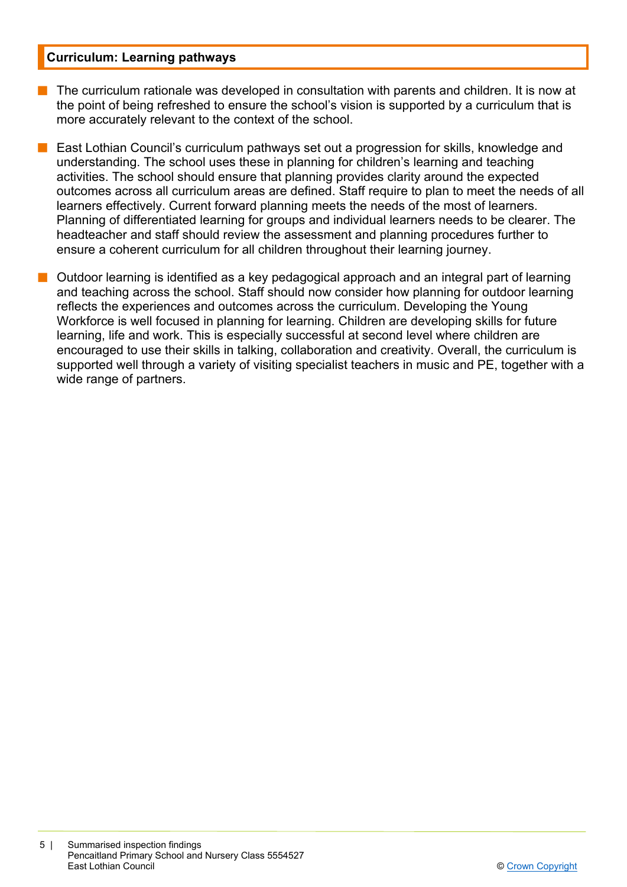## Curriculum: Learning pathways

- The curriculum rationale was developed in consultation with parents and children. It is now at the point of being refreshed to ensure the school's vision is supported by a curriculum that is more accurately relevant to the context of the school.

- East Lothian Council's curriculum pathways set out a progression for skills, knowledge and understanding. The school uses these in planning for children's learning and teaching activities. The school should ensure that planning provides clarity around the expected outcomes across all curriculum areas are defined. Staff require to plan to meet the needs of all learners effectively. Current forward planning meets the needs of the most of learners. Planning of differentiated learning for groups and individual learners needs to be clearer. The headteacher and staff should review the assessment and planning procedures further to ensure a coherent curriculum for all children throughout their learning journey.

- Outdoor learning is identified as a key pedagogical approach and an integral part of learning and teaching across the school. Staff should now consider how planning for outdoor learning reflects the experiences and outcomes across the curriculum. Developing the Young Workforce is well focused in planning for learning. Children are developing skills for future learning, life and work. This is especially successful at second level where children are encouraged to use their skills in talking, collaboration and creativity. Overall, the curriculum is supported well through a variety of visiting specialist teachers in music and PE, together with a wide range of partners.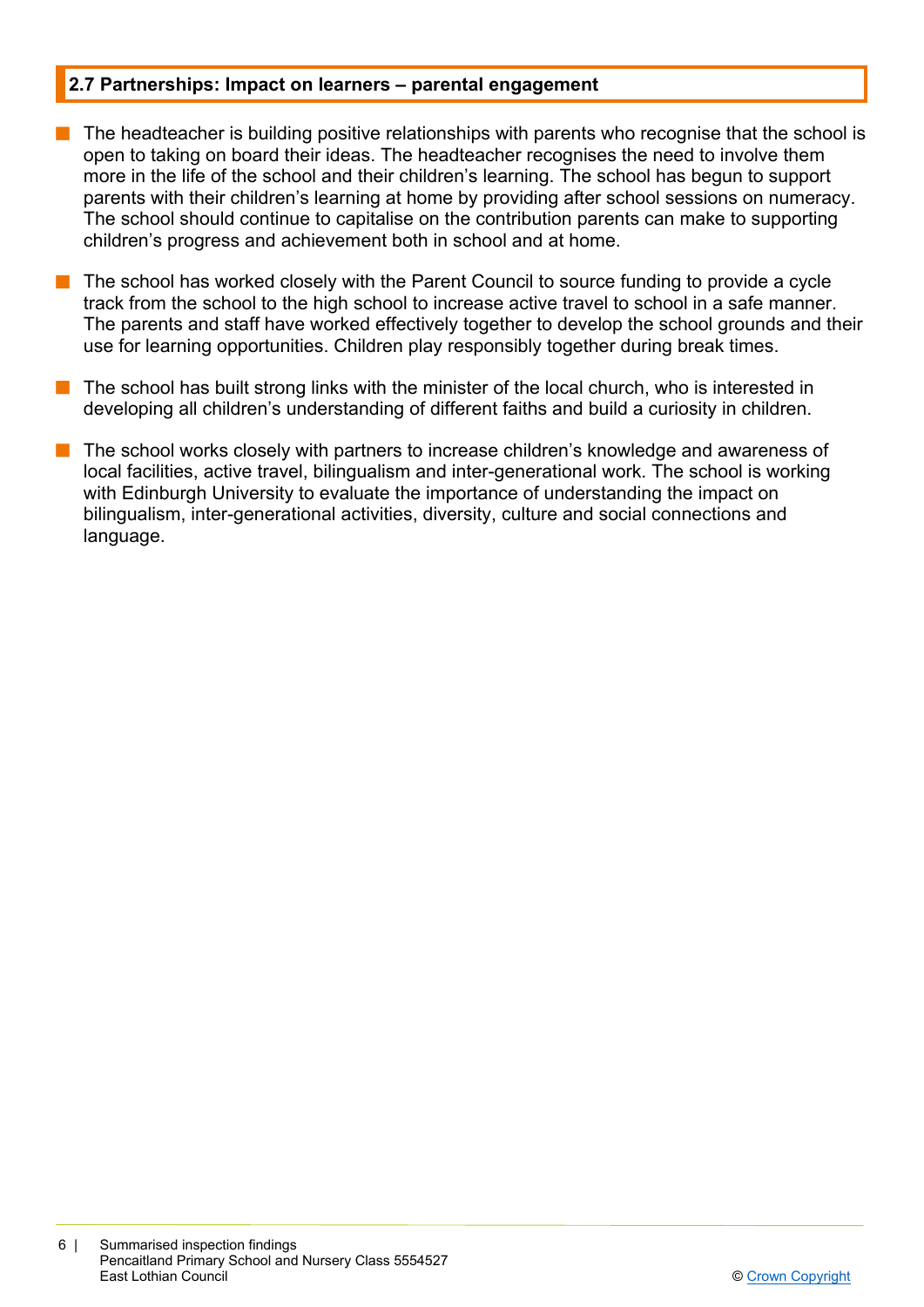## 2.7 Partnerships: Impact on learners – parental engagement

- The headteacher is building positive relationships with parents who recognise that the school is open to taking on board their ideas. The headteacher recognises the need to involve them more in the life of the school and their children's learning. The school has begun to support parents with their children's learning at home by providing after school sessions on numeracy. The school should continue to capitalise on the contribution parents can make to supporting children's progress and achievement both in school and at home.
- The school has worked closely with the Parent Council to source funding to provide a cycle track from the school to the high school to increase active travel to school in a safe manner. The parents and staff have worked effectively together to develop the school grounds and their use for learning opportunities. Children play responsibly together during break times.
- The school has built strong links with the minister of the local church, who is interested in developing all children's understanding of different faiths and build a curiosity in children.
- The school works closely with partners to increase children's knowledge and awareness of local facilities, active travel, bilingualism and inter-generational work. The school is working with Edinburgh University to evaluate the importance of understanding the impact on bilingualism, inter-generational activities, diversity, culture and social connections and language.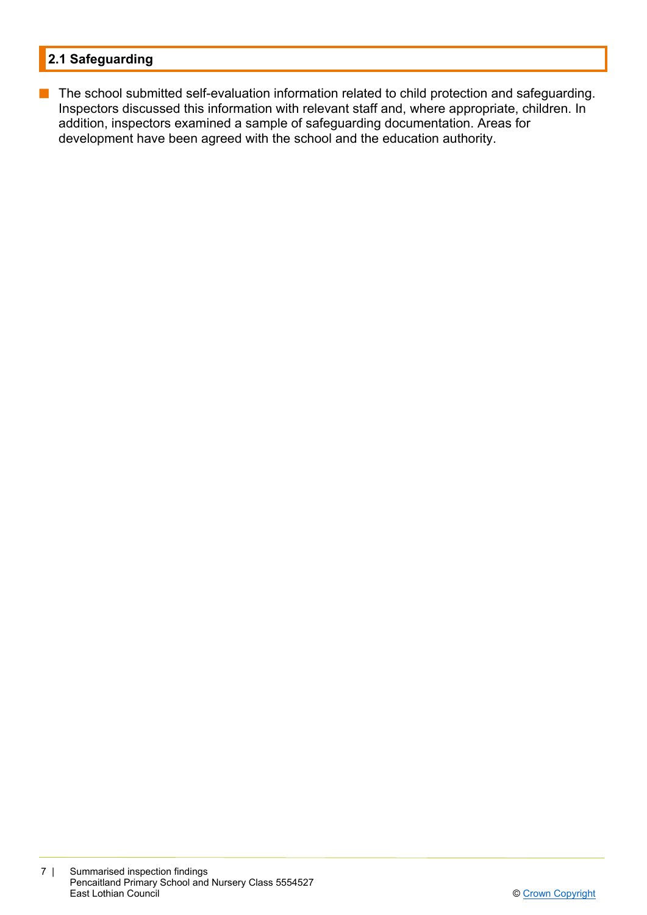## 2.1 Safeguarding

- The school submitted self-evaluation information related to child protection and safeguarding. Inspectors discussed this information with relevant staff and, where appropriate, children. In addition, inspectors examined a sample of safeguarding documentation. Areas for development have been agreed with the school and the education authority.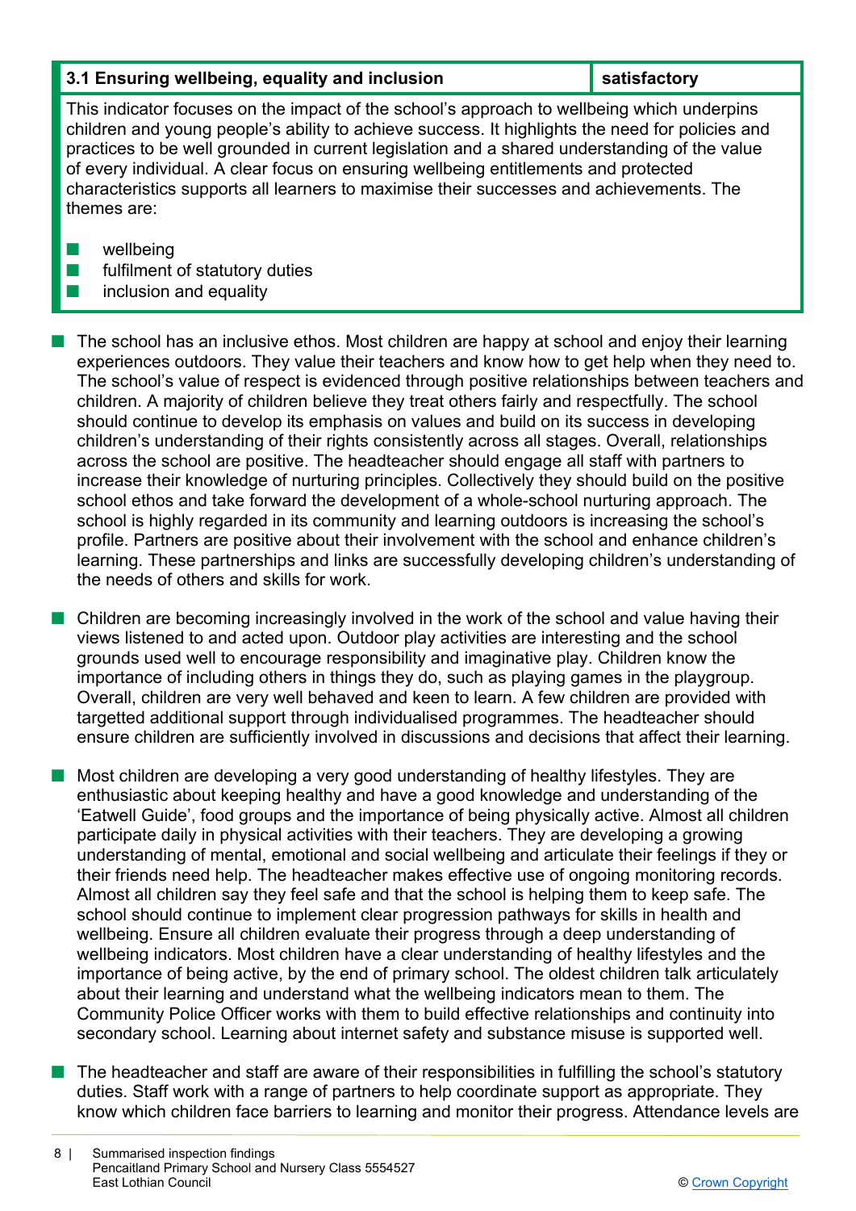| 3.1 Ensuring wellbeing, equality and inclusion | satisfactory |
| --- | --- |

This indicator focuses on the impact of the school's approach to wellbeing which underpins children and young people's ability to achieve success. It highlights the need for policies and practices to be well grounded in current legislation and a shared understanding of the value of every individual. A clear focus on ensuring wellbeing entitlements and protected characteristics supports all learners to maximise their successes and achievements. The themes are:

- wellbeing
- fulfilment of statutory duties
- inclusion and equality

- The school has an inclusive ethos. Most children are happy at school and enjoy their learning experiences outdoors. They value their teachers and know how to get help when they need to. The school's value of respect is evidenced through positive relationships between teachers and children. A majority of children believe they treat others fairly and respectfully. The school should continue to develop its emphasis on values and build on its success in developing children's understanding of their rights consistently across all stages. Overall, relationships across the school are positive. The headteacher should engage all staff with partners to increase their knowledge of nurturing principles. Collectively they should build on the positive school ethos and take forward the development of a whole-school nurturing approach. The school is highly regarded in its community and learning outdoors is increasing the school's profile. Partners are positive about their involvement with the school and enhance children's learning. These partnerships and links are successfully developing children's understanding of the needs of others and skills for work.

- Children are becoming increasingly involved in the work of the school and value having their views listened to and acted upon. Outdoor play activities are interesting and the school grounds used well to encourage responsibility and imaginative play. Children know the importance of including others in things they do, such as playing games in the playgroup. Overall, children are very well behaved and keen to learn. A few children are provided with targetted additional support through individualised programmes. The headteacher should ensure children are sufficiently involved in discussions and decisions that affect their learning.

- Most children are developing a very good understanding of healthy lifestyles. They are enthusiastic about keeping healthy and have a good knowledge and understanding of the 'Eatwell Guide', food groups and the importance of being physically active. Almost all children participate daily in physical activities with their teachers. They are developing a growing understanding of mental, emotional and social wellbeing and articulate their feelings if they or their friends need help. The headteacher makes effective use of ongoing monitoring records. Almost all children say they feel safe and that the school is helping them to keep safe. The school should continue to implement clear progression pathways for skills in health and wellbeing. Ensure all children evaluate their progress through a deep understanding of wellbeing indicators. Most children have a clear understanding of healthy lifestyles and the importance of being active, by the end of primary school. The oldest children talk articulately about their learning and understand what the wellbeing indicators mean to them. The Community Police Officer works with them to build effective relationships and continuity into secondary school. Learning about internet safety and substance misuse is supported well.

- The headteacher and staff are aware of their responsibilities in fulfilling the school's statutory duties. Staff work with a range of partners to help coordinate support as appropriate. They know which children face barriers to learning and monitor their progress. Attendance levels are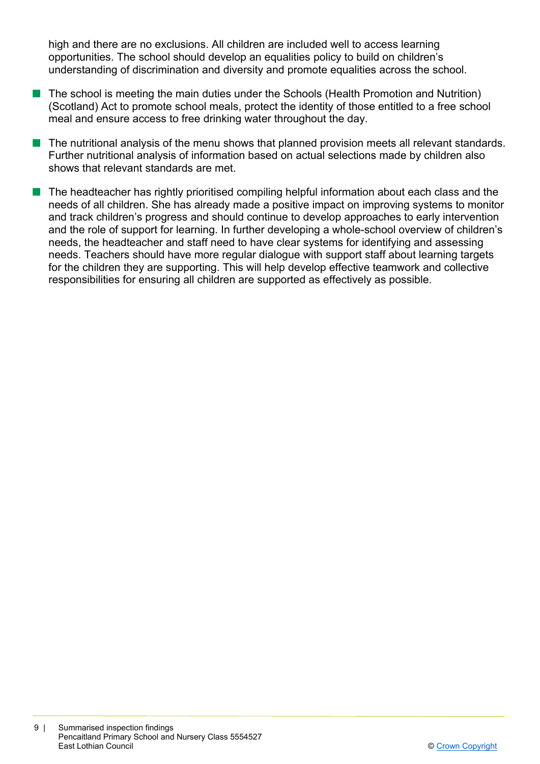high and there are no exclusions. All children are included well to access learning opportunities. The school should develop an equalities policy to build on children's understanding of discrimination and diversity and promote equalities across the school.

- The school is meeting the main duties under the Schools (Health Promotion and Nutrition) (Scotland) Act to promote school meals, protect the identity of those entitled to a free school meal and ensure access to free drinking water throughout the day.
- The nutritional analysis of the menu shows that planned provision meets all relevant standards. Further nutritional analysis of information based on actual selections made by children also shows that relevant standards are met.
- The headteacher has rightly prioritised compiling helpful information about each class and the needs of all children. She has already made a positive impact on improving systems to monitor and track children's progress and should continue to develop approaches to early intervention and the role of support for learning. In further developing a whole-school overview of children's needs, the headteacher and staff need to have clear systems for identifying and assessing needs. Teachers should have more regular dialogue with support staff about learning targets for the children they are supporting. This will help develop effective teamwork and collective responsibilities for ensuring all children are supported as effectively as possible.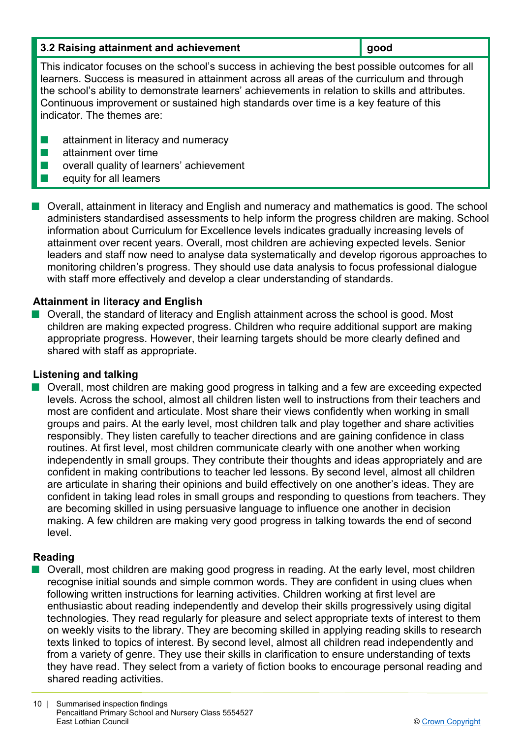| 3.2 Raising attainment and achievement | good |
|---|---|

This indicator focuses on the school's success in achieving the best possible outcomes for all learners. Success is measured in attainment across all areas of the curriculum and through the school's ability to demonstrate learners' achievements in relation to skills and attributes. Continuous improvement or sustained high standards over time is a key feature of this indicator. The themes are:

- attainment in literacy and numeracy
- attainment over time
- overall quality of learners' achievement
- equity for all learners

- Overall, attainment in literacy and English and numeracy and mathematics is good. The school administers standardised assessments to help inform the progress children are making. School information about Curriculum for Excellence levels indicates gradually increasing levels of attainment over recent years. Overall, most children are achieving expected levels. Senior leaders and staff now need to analyse data systematically and develop rigorous approaches to monitoring children's progress. They should use data analysis to focus professional dialogue with staff more effectively and develop a clear understanding of standards.

### Attainment in literacy and English

- Overall, the standard of literacy and English attainment across the school is good. Most children are making expected progress. Children who require additional support are making appropriate progress. However, their learning targets should be more clearly defined and shared with staff as appropriate.

### Listening and talking

- Overall, most children are making good progress in talking and a few are exceeding expected levels. Across the school, almost all children listen well to instructions from their teachers and most are confident and articulate. Most share their views confidently when working in small groups and pairs. At the early level, most children talk and play together and share activities responsibly. They listen carefully to teacher directions and are gaining confidence in class routines. At first level, most children communicate clearly with one another when working independently in small groups. They contribute their thoughts and ideas appropriately and are confident in making contributions to teacher led lessons. By second level, almost all children are articulate in sharing their opinions and build effectively on one another's ideas. They are confident in taking lead roles in small groups and responding to questions from teachers. They are becoming skilled in using persuasive language to influence one another in decision making. A few children are making very good progress in talking towards the end of second level.

### Reading

- Overall, most children are making good progress in reading. At the early level, most children recognise initial sounds and simple common words. They are confident in using clues when following written instructions for learning activities. Children working at first level are enthusiastic about reading independently and develop their skills progressively using digital technologies. They read regularly for pleasure and select appropriate texts of interest to them on weekly visits to the library. They are becoming skilled in applying reading skills to research texts linked to topics of interest. By second level, almost all children read independently and from a variety of genre. They use their skills in clarification to ensure understanding of texts they have read. They select from a variety of fiction books to encourage personal reading and shared reading activities.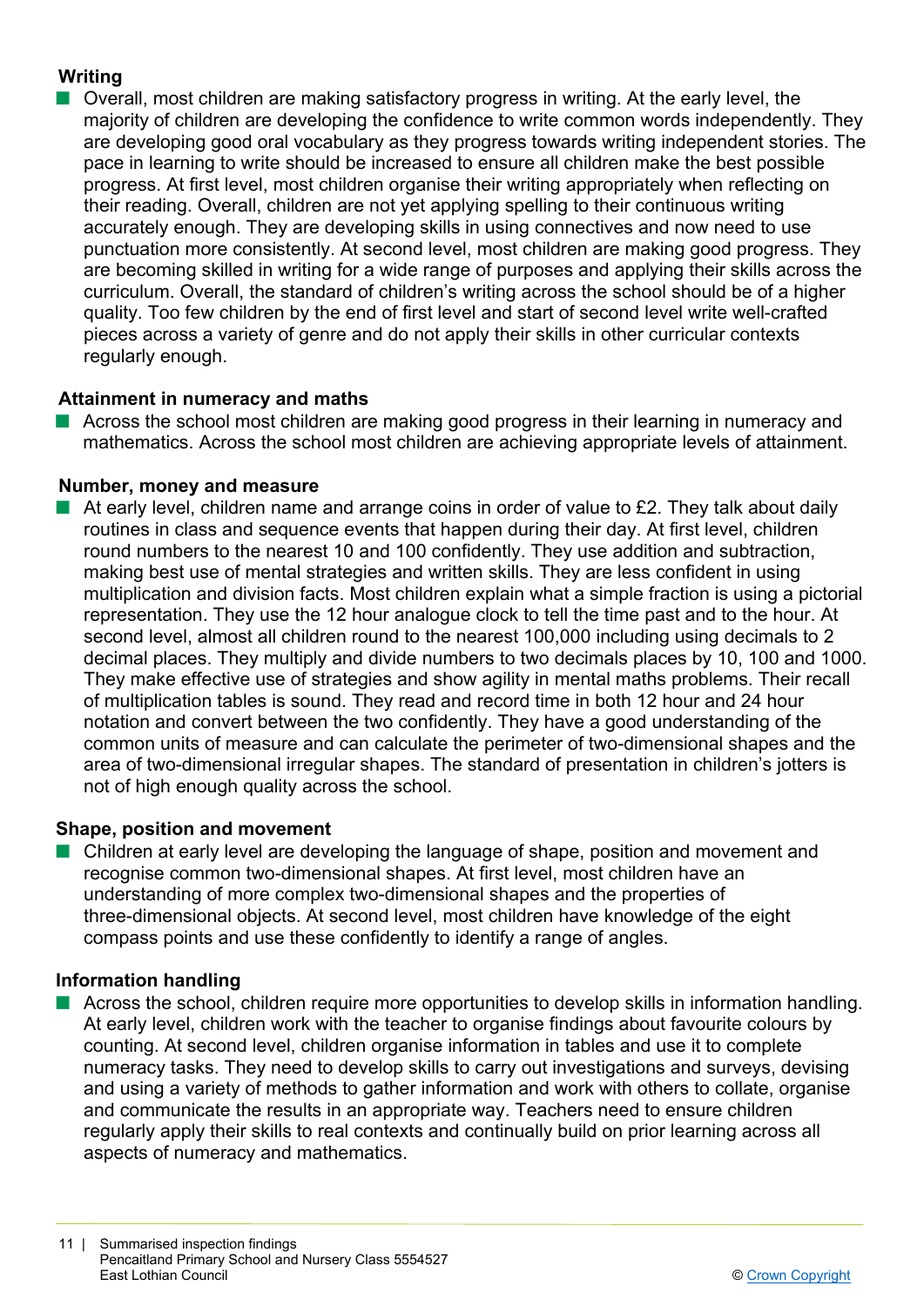### Writing

- Overall, most children are making satisfactory progress in writing. At the early level, the majority of children are developing the confidence to write common words independently. They are developing good oral vocabulary as they progress towards writing independent stories. The pace in learning to write should be increased to ensure all children make the best possible progress. At first level, most children organise their writing appropriately when reflecting on their reading. Overall, children are not yet applying spelling to their continuous writing accurately enough. They are developing skills in using connectives and now need to use punctuation more consistently. At second level, most children are making good progress. They are becoming skilled in writing for a wide range of purposes and applying their skills across the curriculum. Overall, the standard of children's writing across the school should be of a higher quality. Too few children by the end of first level and start of second level write well-crafted pieces across a variety of genre and do not apply their skills in other curricular contexts regularly enough.

### Attainment in numeracy and maths

- Across the school most children are making good progress in their learning in numeracy and mathematics. Across the school most children are achieving appropriate levels of attainment.

### Number, money and measure

- At early level, children name and arrange coins in order of value to £2. They talk about daily routines in class and sequence events that happen during their day. At first level, children round numbers to the nearest 10 and 100 confidently. They use addition and subtraction, making best use of mental strategies and written skills. They are less confident in using multiplication and division facts. Most children explain what a simple fraction is using a pictorial representation. They use the 12 hour analogue clock to tell the time past and to the hour. At second level, almost all children round to the nearest 100,000 including using decimals to 2 decimal places. They multiply and divide numbers to two decimals places by 10, 100 and 1000. They make effective use of strategies and show agility in mental maths problems. Their recall of multiplication tables is sound. They read and record time in both 12 hour and 24 hour notation and convert between the two confidently. They have a good understanding of the common units of measure and can calculate the perimeter of two-dimensional shapes and the area of two-dimensional irregular shapes. The standard of presentation in children's jotters is not of high enough quality across the school.

### Shape, position and movement

- Children at early level are developing the language of shape, position and movement and recognise common two-dimensional shapes. At first level, most children have an understanding of more complex two-dimensional shapes and the properties of three-dimensional objects. At second level, most children have knowledge of the eight compass points and use these confidently to identify a range of angles.

### Information handling

- Across the school, children require more opportunities to develop skills in information handling. At early level, children work with the teacher to organise findings about favourite colours by counting. At second level, children organise information in tables and use it to complete numeracy tasks. They need to develop skills to carry out investigations and surveys, devising and using a variety of methods to gather information and work with others to collate, organise and communicate the results in an appropriate way. Teachers need to ensure children regularly apply their skills to real contexts and continually build on prior learning across all aspects of numeracy and mathematics.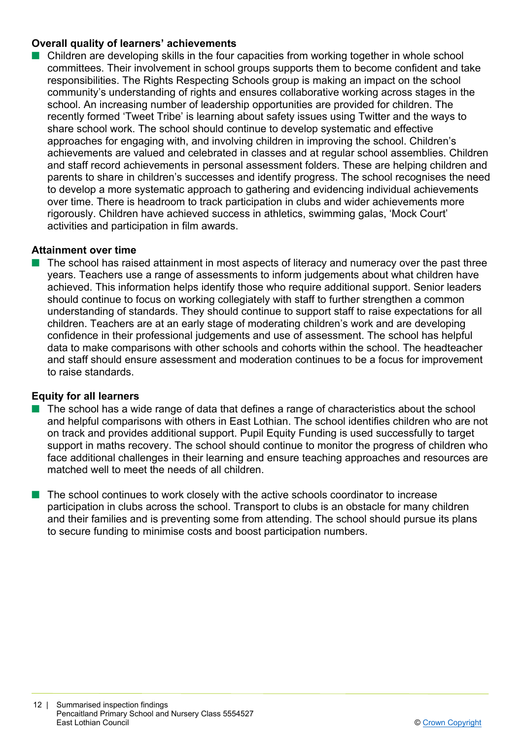**Overall quality of learners' achievements**

- Children are developing skills in the four capacities from working together in whole school committees. Their involvement in school groups supports them to become confident and take responsibilities. The Rights Respecting Schools group is making an impact on the school community's understanding of rights and ensures collaborative working across stages in the school. An increasing number of leadership opportunities are provided for children. The recently formed 'Tweet Tribe' is learning about safety issues using Twitter and the ways to share school work. The school should continue to develop systematic and effective approaches for engaging with, and involving children in improving the school. Children's achievements are valued and celebrated in classes and at regular school assemblies. Children and staff record achievements in personal assessment folders. These are helping children and parents to share in children's successes and identify progress. The school recognises the need to develop a more systematic approach to gathering and evidencing individual achievements over time. There is headroom to track participation in clubs and wider achievements more rigorously. Children have achieved success in athletics, swimming galas, 'Mock Court' activities and participation in film awards.

**Attainment over time**

- The school has raised attainment in most aspects of literacy and numeracy over the past three years. Teachers use a range of assessments to inform judgements about what children have achieved. This information helps identify those who require additional support. Senior leaders should continue to focus on working collegiately with staff to further strengthen a common understanding of standards. They should continue to support staff to raise expectations for all children. Teachers are at an early stage of moderating children's work and are developing confidence in their professional judgements and use of assessment. The school has helpful data to make comparisons with other schools and cohorts within the school. The headteacher and staff should ensure assessment and moderation continues to be a focus for improvement to raise standards.

**Equity for all learners**

- The school has a wide range of data that defines a range of characteristics about the school and helpful comparisons with others in East Lothian. The school identifies children who are not on track and provides additional support. Pupil Equity Funding is used successfully to target support in maths recovery. The school should continue to monitor the progress of children who face additional challenges in their learning and ensure teaching approaches and resources are matched well to meet the needs of all children.

- The school continues to work closely with the active schools coordinator to increase participation in clubs across the school. Transport to clubs is an obstacle for many children and their families and is preventing some from attending. The school should pursue its plans to secure funding to minimise costs and boost participation numbers.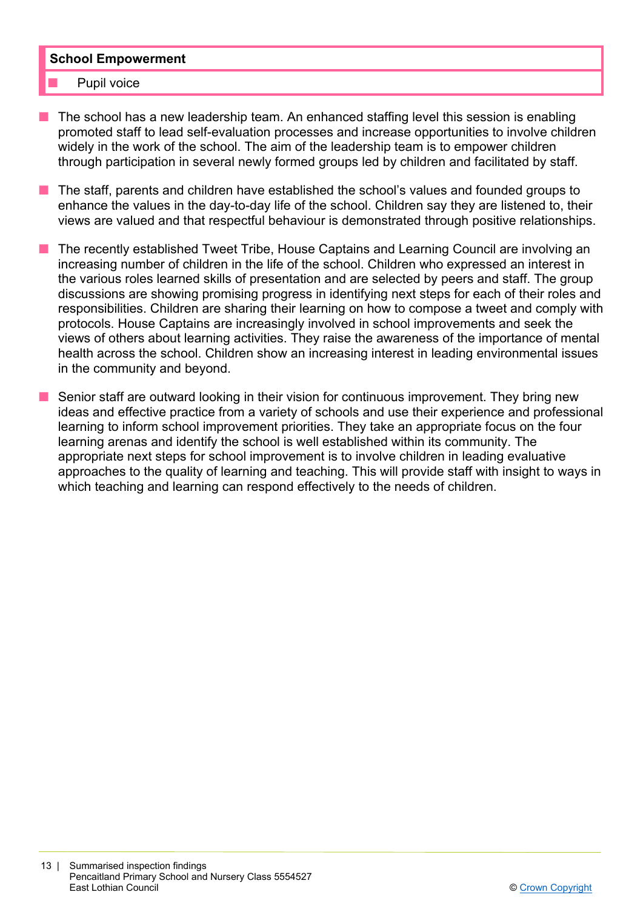| School Empowerment |
| --- |
| ■ Pupil voice |

- The school has a new leadership team. An enhanced staffing level this session is enabling promoted staff to lead self-evaluation processes and increase opportunities to involve children widely in the work of the school. The aim of the leadership team is to empower children through participation in several newly formed groups led by children and facilitated by staff.

- The staff, parents and children have established the school's values and founded groups to enhance the values in the day-to-day life of the school. Children say they are listened to, their views are valued and that respectful behaviour is demonstrated through positive relationships.

- The recently established Tweet Tribe, House Captains and Learning Council are involving an increasing number of children in the life of the school. Children who expressed an interest in the various roles learned skills of presentation and are selected by peers and staff. The group discussions are showing promising progress in identifying next steps for each of their roles and responsibilities. Children are sharing their learning on how to compose a tweet and comply with protocols. House Captains are increasingly involved in school improvements and seek the views of others about learning activities. They raise the awareness of the importance of mental health across the school. Children show an increasing interest in leading environmental issues in the community and beyond.

- Senior staff are outward looking in their vision for continuous improvement. They bring new ideas and effective practice from a variety of schools and use their experience and professional learning to inform school improvement priorities. They take an appropriate focus on the four learning arenas and identify the school is well established within its community. The appropriate next steps for school improvement is to involve children in leading evaluative approaches to the quality of learning and teaching. This will provide staff with insight to ways in which teaching and learning can respond effectively to the needs of children.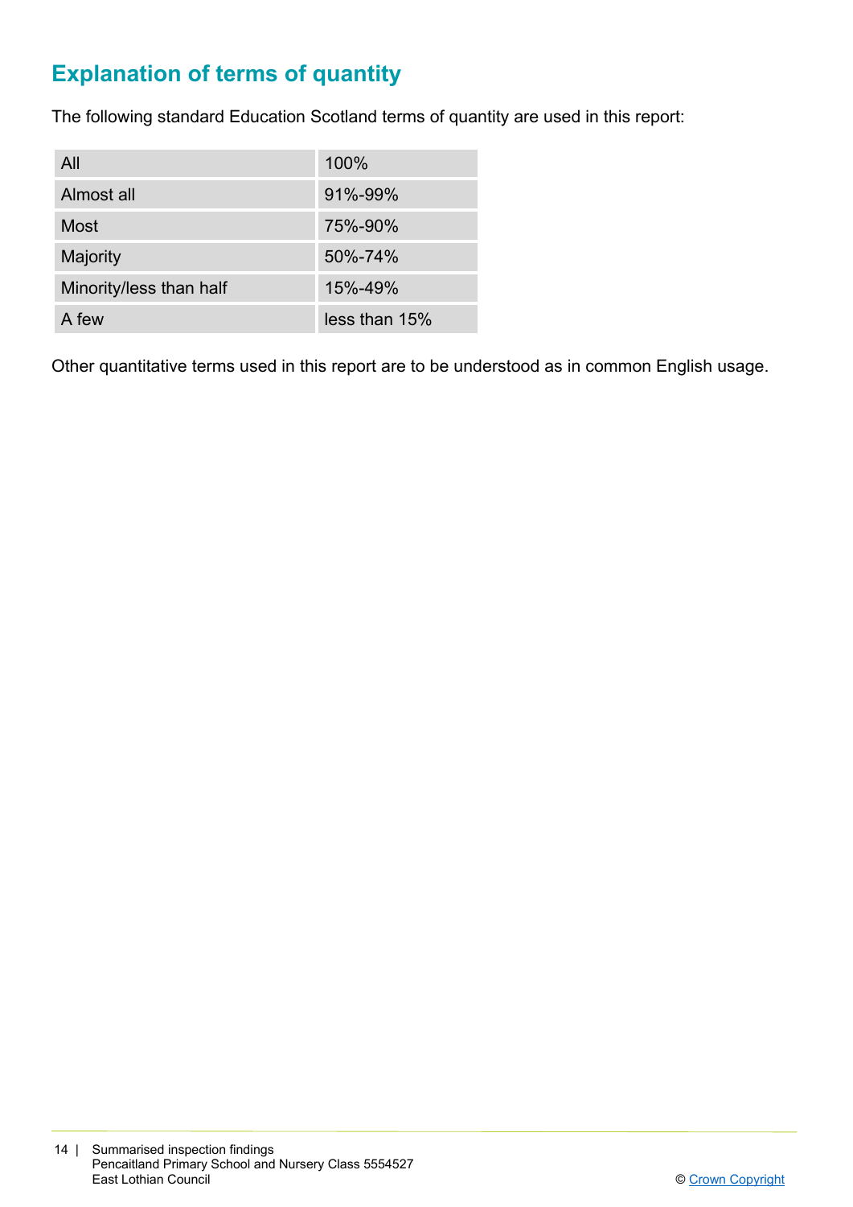## Explanation of terms of quantity

The following standard Education Scotland terms of quantity are used in this report:

| | |
|---|---|
| All | 100% |
| Almost all | 91%-99% |
| Most | 75%-90% |
| Majority | 50%-74% |
| Minority/less than half | 15%-49% |
| A few | less than 15% |

Other quantitative terms used in this report are to be understood as in common English usage.